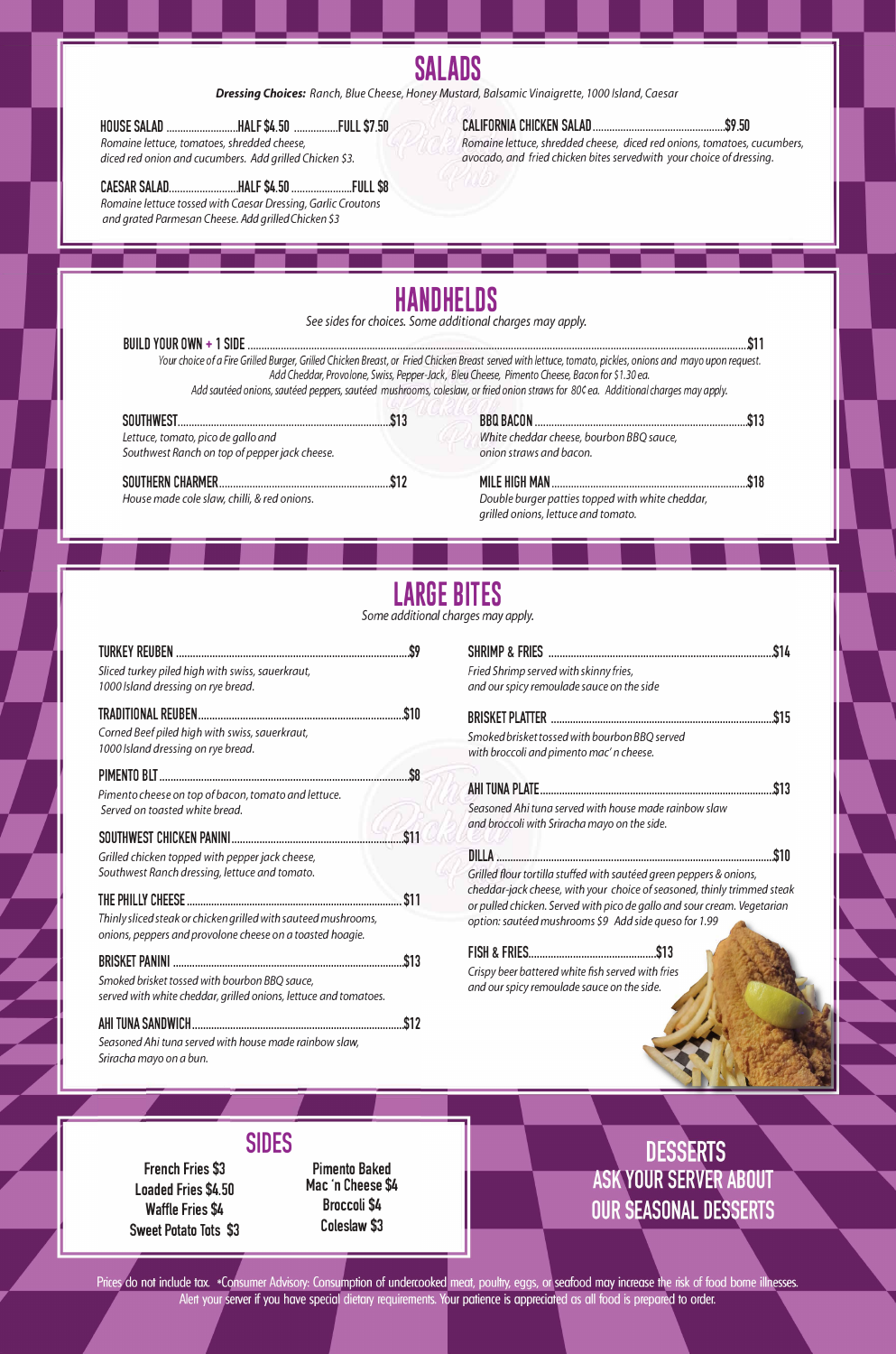## SALADS

***Dressing Choices:*** *Ranch, Blue Cheese, Honey Mustard, Balsamic Vinaigrette, 1000 Island, Caesar*

**HOUSE SALAD ..................... HALF $4.50 ............... FULL $7.50**
*Romaine lettuce, tomatoes, shredded cheese, diced red onion and cucumbers. Add grilled Chicken $3.*

**CAESAR SALAD..................... HALF $4.50 ..................... FULL $8**
*Romaine lettuce tossed with Caesar Dressing, Garlic Croutons and grated Parmesan Cheese. Add grilled Chicken $3*

**CALIFORNIA CHICKEN SALAD.......................................... $9.50**
*Romaine lettuce, shredded cheese, diced red onions, tomatoes, cucumbers, avocado, and fried chicken bites servedwith your choice of dressing.*

## HANDHELDS

*See sides for choices. Some additional charges may apply.*

**BUILD YOUR OWN + 1 SIDE .................................................................................................... $11**
*Your choice of a Fire Grilled Burger, Grilled Chicken Breast, or Fried Chicken Breast served with lettuce, tomato, pickles, onions and mayo upon request. Add Cheddar, Provolone, Swiss, Pepper-Jack, Bleu Cheese, Pimento Cheese, Bacon for $1.30 ea. Add sautéed onions, sautéed peppers, sautéed mushrooms, coleslaw, or fried onion straws for 80¢ ea. Additional charges may apply.*

**SOUTHWEST........................................................................ $13**
*Lettuce, tomato, pico de gallo and Southwest Ranch on top of pepper jack cheese.*

**SOUTHERN CHARMER........................................................ $12**
*House made cole slaw, chilli, & red onions.*

**BBQ BACON ....................................................................... $13**
*White cheddar cheese, bourbon BBQ sauce, onion straws and bacon.*

**MILE HIGH MAN ................................................................. $18**
*Double burger patties topped with white cheddar, grilled onions, lettuce and tomato.*

## LARGE BITES

*Some additional charges may apply.*

**TURKEY REUBEN ............................................................... $9**
*Sliced turkey piled high with swiss, sauerkraut, 1000 Island dressing on rye bread.*

**TRADITIONAL REUBEN...................................................... $10**
*Corned Beef piled high with swiss, sauerkraut, 1000 Island dressing on rye bread.*

**PIMENTO BLT ...................................................................... $8**
*Pimento cheese on top of bacon, tomato and lettuce. Served on toasted white bread.*

**SOUTHWEST CHICKEN PANINI......................................... $11**
*Grilled chicken topped with pepper jack cheese, Southwest Ranch dressing, lettuce and tomato.*

**THE PHILLY CHEESE ........................................................... $11**
*Thinly sliced steak or chicken grilled with sauteed mushrooms, onions, peppers and provolone cheese on a toasted hoagie.*

**BRISKET PANINI ................................................................ $13**
*Smoked brisket tossed with bourbon BBQ sauce, served with white cheddar, grilled onions, lettuce and tomatoes.*

**AHI TUNA SANDWICH........................................................ $12**
*Seasoned Ahi tuna served with house made rainbow slaw, Sriracha mayo on a bun.*

**SHRIMP & FRIES ............................................................... $14**
*Fried Shrimp served with skinny fries, and our spicy remoulade sauce on the side*

**BRISKET PLATTER ............................................................ $15**
*Smoked brisket tossed with bourbon BBQ served with broccoli and pimento mac' n cheese.*

**AHI TUNA PLATE................................................................ $13**
*Seasoned Ahi tuna served with house made rainbow slaw and broccoli with Sriracha mayo on the side.*

**DILLA ................................................................................. $10**
*Grilled flour tortilla stuffed with sautéed green peppers & onions, cheddar-jack cheese, with your choice of seasoned, thinly trimmed steak or pulled chicken. Served with pico de gallo and sour cream. Vegetarian option: sautéed mushrooms $9 Add side queso for 1.99*

**FISH & FRIES........................................ $13**
*Crispy beer battered white fish served with fries and our spicy remoulade sauce on the side.*

## SIDES

- French Fries $3
- Loaded Fries $4.50
- Waffle Fries $4
- Sweet Potato Tots $3
- Pimento Baked Mac 'n Cheese $4
- Broccoli $4
- Coleslaw $3

## DESSERTS

**ASK YOUR SERVER ABOUT OUR SEASONAL DESSERTS**

Prices do not include tax. *Consumer Advisory: Consumption of undercooked meat, poultry, eggs, or seafood may increase the risk of food borne illnesses. Alert your server if you have special dietary requirements. Your patience is appreciated as all food is prepared to order.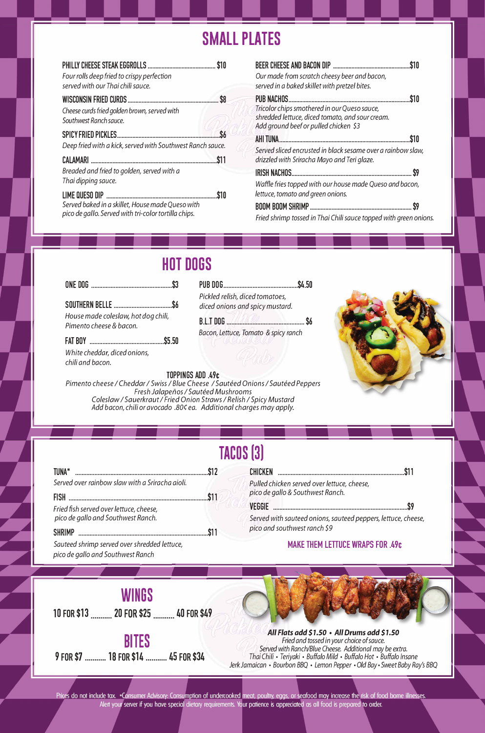## SMALL PLATES

**PHILLY CHEESE STEAK EGGROLLS** .......... $10
*Four rolls deep fried to crispy perfection served with our Thai chili sauce.*

**WISCONSIN FRIED CURDS** .......... $8
*Cheese curds fried golden brown, served with Southwest Ranch sauce.*

**SPICY FRIED PICKLES** .......... $6
*Deep fried with a kick, served with Southwest Ranch sauce.*

**CALAMARI** .......... $11
*Breaded and fried to golden, served with a Thai dipping sauce.*

**LIME QUESO DIP** .......... $10
*Served baked in a skillet, House made Queso with pico de gallo. Served with tri-color tortilla chips.*

**BEER CHEESE AND BACON DIP** .......... $10
*Our made from scratch cheesy beer and bacon, served in a baked skillet with pretzel bites.*

**PUB NACHOS** .......... $10
*Tricolor chips smothered in our Queso sauce, shredded lettuce, diced tomato, and sour cream. Add ground beef or pulled chicken $3*

**AHI TUNA** .......... $10
*Served sliced encrusted in black sesame over a rainbow slaw, drizzled with Sriracha Mayo and Teri glaze.*

**IRISH NACHOS** .......... $9
*Waffle fries topped with our house made Queso and bacon, lettuce, tomato and green onions.*

**BOOM BOOM SHRIMP** .......... $9
*Fried shrimp tossed in Thai Chili sauce topped with green onions.*

## HOT DOGS

**ONE DOG** .......... $3

**SOUTHERN BELLE** .......... $6
*House made coleslaw, hot dog chili, Pimento cheese & bacon.*

**FAT BOY** .......... $5.50
*White cheddar, diced onions, chili and bacon.*

**PUB DOG** .......... $4.50
*Pickled relish, diced tomatoes, diced onions and spicy mustard.*

**B.L.T DOG** .......... $6
*Bacon, Lettuce, Tomato & spicy ranch*

**TOPPINGS ADD .49¢**
*Pimento cheese / Cheddar / Swiss / Blue Cheese / Sautéed Onions / Sautéed Peppers*
*Fresh Jalapeños / Sautéed Mushrooms*
*Coleslaw / Sauerkraut / Fried Onion Straws / Relish / Spicy Mustard*
*Add bacon, chili or avocado .80¢ ea. Additional charges may apply.*

## TACOS (3)

**TUNA*** .......... $12
*Served over rainbow slaw with a Sriracha aioli.*

**FISH** .......... $11
*Fried fish served over lettuce, cheese, pico de gallo and Southwest Ranch.*

**SHRIMP** .......... $11
*Sauteed shrimp served over shredded lettuce, pico de gallo and Southwest Ranch*

**CHICKEN** .......... $11
*Pulled chicken served over lettuce, cheese, pico de gallo & Southwest Ranch.*

**VEGGIE** .......... $9
*Served with sauteed onions, sauteed peppers, lettuce, cheese, pico and southwest ranch $9*

**MAKE THEM LETTUCE WRAPS FOR .49¢**

## WINGS

**10 FOR $13** .......... **20 FOR $25** .......... **40 FOR $49**

## BITES

**9 FOR $7** .......... **18 FOR $14** .......... **45 FOR $34**

***All Flats add $1.50 • All Drums add $1.50***
*Fried and tossed in your choice of sauce.*
*Served with Ranch/Blue Cheese. Additional may be extra.*
*Thai Chili • Teriyaki • Buffalo Mild • Buffalo Hot • Buffalo Insane*
*Jerk Jamaican • Bourbon BBQ • Lemon Pepper • Old Bay • Sweet Baby Ray's BBQ*

Prices do not include tax. *Consumer Advisory: Consumption of undercooked meat, poultry, eggs, or seafood may increase the risk of food borne illnesses. Alert your server if you have special dietary requirements. Your patience is appreciated as all food is prepared to order.